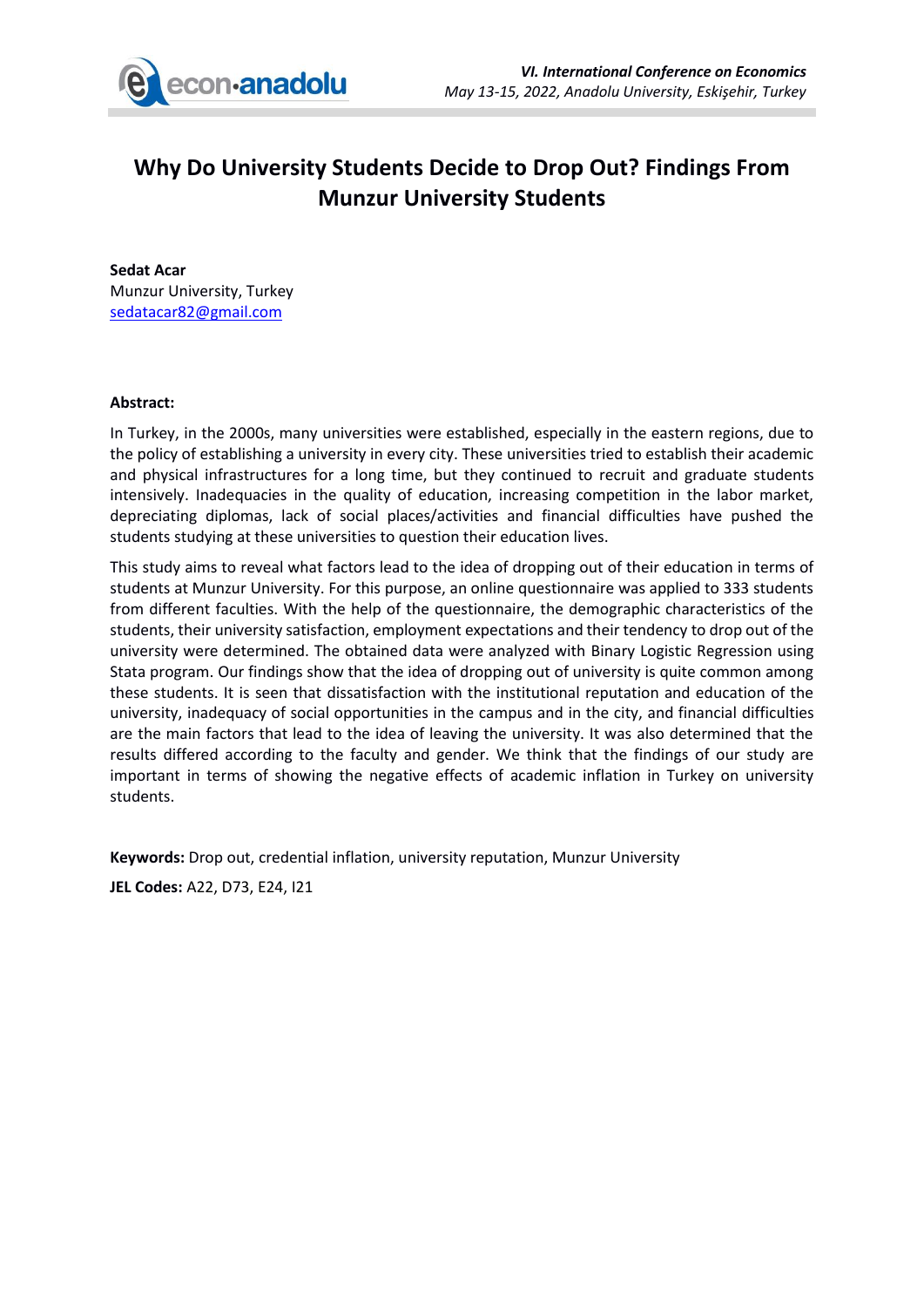# Why Do University Students Decide to Drop Out? Findings From Munzur University Students

**Sedat Acar**
Munzur University, Turkey
sedatacar82@gmail.com

**Abstract:**

In Turkey, in the 2000s, many universities were established, especially in the eastern regions, due to the policy of establishing a university in every city. These universities tried to establish their academic and physical infrastructures for a long time, but they continued to recruit and graduate students intensively. Inadequacies in the quality of education, increasing competition in the labor market, depreciating diplomas, lack of social places/activities and financial difficulties have pushed the students studying at these universities to question their education lives.

This study aims to reveal what factors lead to the idea of dropping out of their education in terms of students at Munzur University. For this purpose, an online questionnaire was applied to 333 students from different faculties. With the help of the questionnaire, the demographic characteristics of the students, their university satisfaction, employment expectations and their tendency to drop out of the university were determined. The obtained data were analyzed with Binary Logistic Regression using Stata program. Our findings show that the idea of dropping out of university is quite common among these students. It is seen that dissatisfaction with the institutional reputation and education of the university, inadequacy of social opportunities in the campus and in the city, and financial difficulties are the main factors that lead to the idea of leaving the university. It was also determined that the results differed according to the faculty and gender. We think that the findings of our study are important in terms of showing the negative effects of academic inflation in Turkey on university students.

**Keywords:** Drop out, credential inflation, university reputation, Munzur University

**JEL Codes:** A22, D73, E24, I21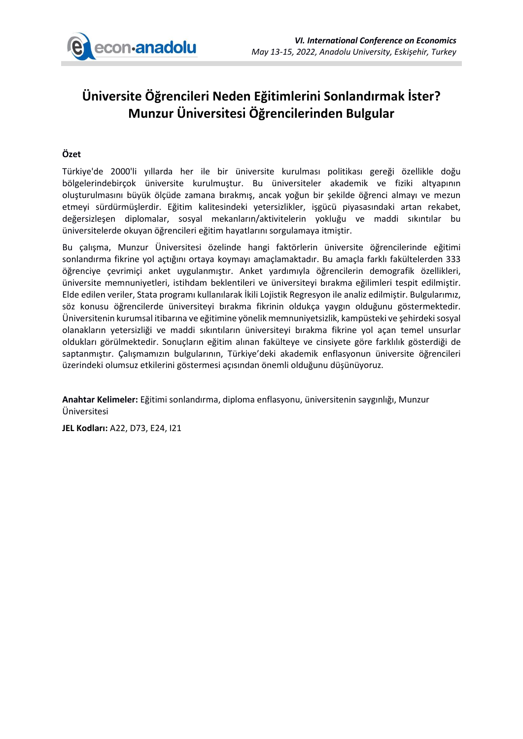# Üniversite Öğrencileri Neden Eğitimlerini Sonlandırmak İster? Munzur Üniversitesi Öğrencilerinden Bulgular

**Özet**

Türkiye'de 2000'li yıllarda her ile bir üniversite kurulması politikası gereği özellikle doğu bölgelerindebirçok üniversite kurulmuştur. Bu üniversiteler akademik ve fiziki altyapının oluşturulmasını büyük ölçüde zamana bırakmış, ancak yoğun bir şekilde öğrenci almayı ve mezun etmeyi sürdürmüşlerdir. Eğitim kalitesindeki yetersizlikler, işgücü piyasasındaki artan rekabet, değersizleşen diplomalar, sosyal mekanların/aktivitelerin yokluğu ve maddi sıkıntılar bu üniversitelerde okuyan öğrencileri eğitim hayatlarını sorgulamaya itmiştir.

Bu çalışma, Munzur Üniversitesi özelinde hangi faktörlerin üniversite öğrencilerinde eğitimi sonlandırma fikrine yol açtığını ortaya koymayı amaçlamaktadır. Bu amaçla farklı fakültelerden 333 öğrenciye çevrimiçi anket uygulanmıştır. Anket yardımıyla öğrencilerin demografik özellikleri, üniversite memnuniyetleri, istihdam beklentileri ve üniversiteyi bırakma eğilimleri tespit edilmiştir. Elde edilen veriler, Stata programı kullanılarak İkili Lojistik Regresyon ile analiz edilmiştir. Bulgularımız, söz konusu öğrencilerde üniversiteyi bırakma fikrinin oldukça yaygın olduğunu göstermektedir. Üniversitenin kurumsal itibarına ve eğitimine yönelik memnuniyetsizlik, kampüsteki ve şehirdeki sosyal olanakların yetersizliği ve maddi sıkıntıların üniversiteyi bırakma fikrine yol açan temel unsurlar oldukları görülmektedir. Sonuçların eğitim alınan fakülteye ve cinsiyete göre farklılık gösterdiği de saptanmıştır. Çalışmamızın bulgularının, Türkiye'deki akademik enflasyonun üniversite öğrencileri üzerindeki olumsuz etkilerini göstermesi açısından önemli olduğunu düşünüyoruz.

**Anahtar Kelimeler:** Eğitimi sonlandırma, diploma enflasyonu, üniversitenin saygınlığı, Munzur Üniversitesi

**JEL Kodları:** A22, D73, E24, I21